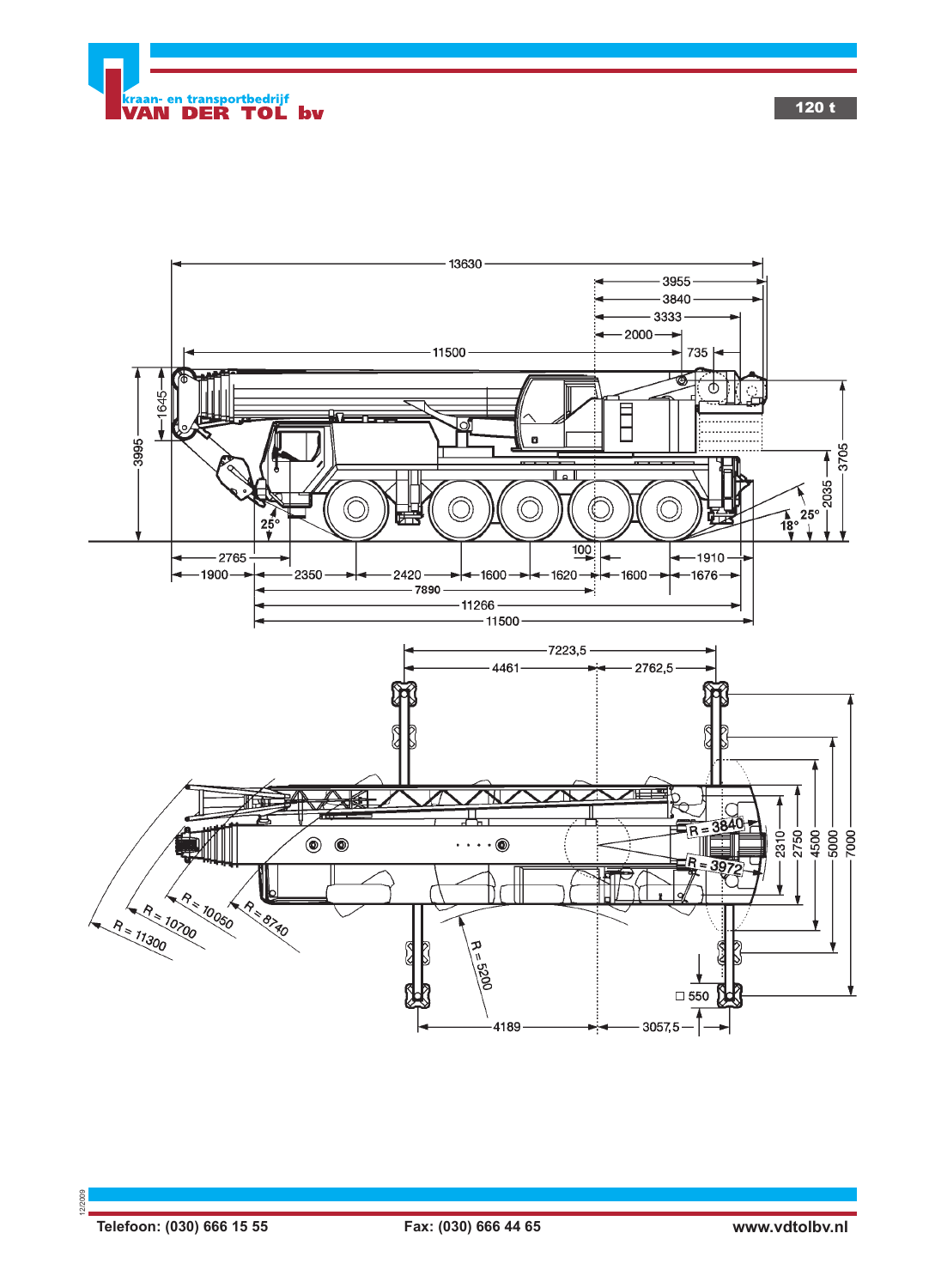kraan- en transportbedrijf
**VAN DER TOL bv**

**120 t**

13630

3955

3840

3333

2000

11500

735

1645

3995

3705

2035

25°

18°

25°

100

2765

1910

1900

2350

2420

1600

1620

1600

1676

7890

11266

11500

7223,5

4461

2762,5

R = 3840

R = 3972

2310

2750

4500

5000

7000

R = 10050

R = 8740

R = 10700

R = 11300

R = 5200

□ 550

4189

3057,5

Telefoon: (030) 666 15 55 Fax: (030) 666 44 65 www.vdtolbv.nl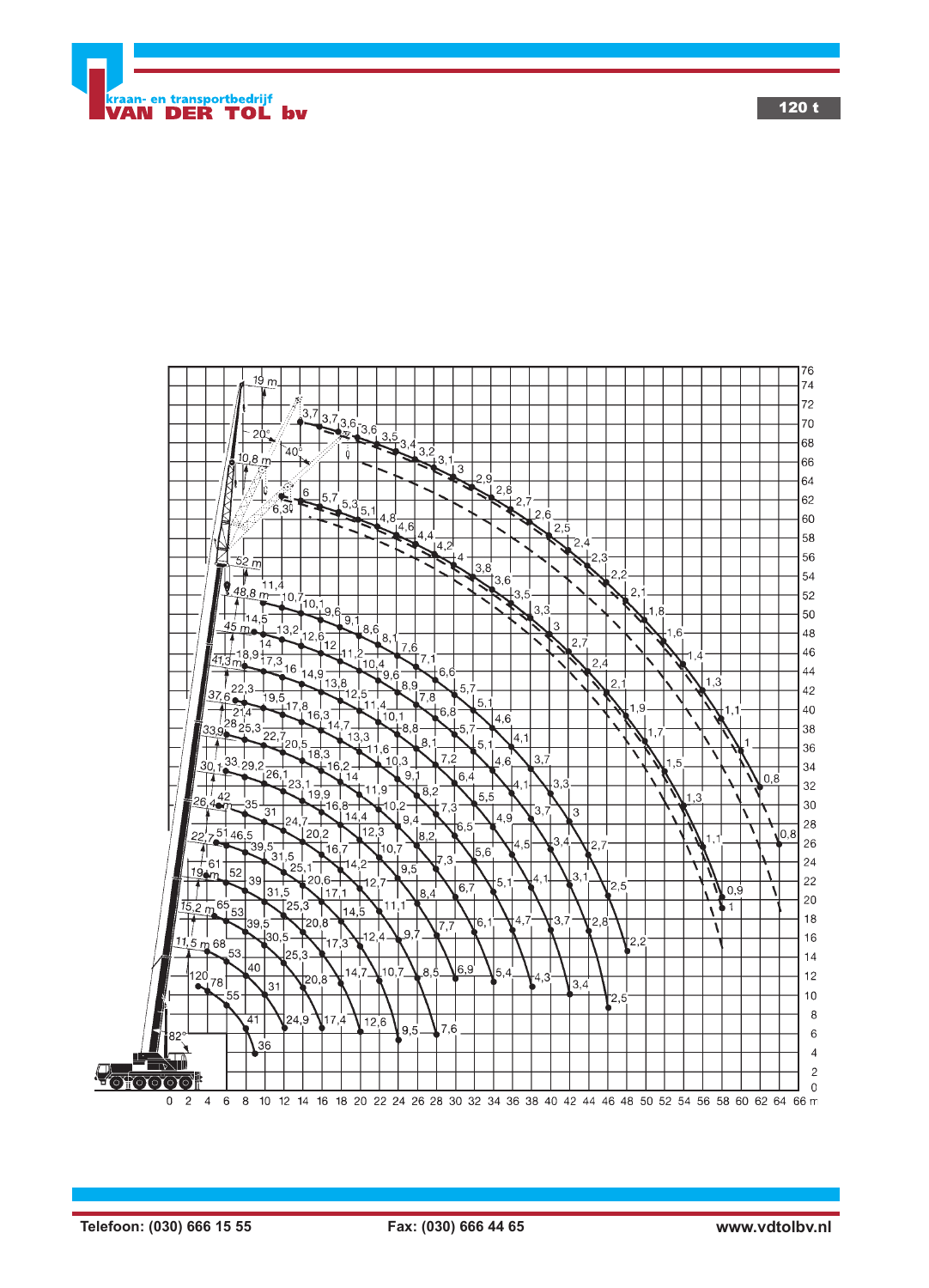**120 t**

kraan- en transportbedrijf
**VAN DER TOL bv**

Telefoon: (030) 666 15 55

Fax: (030) 666 44 65

www.vdtolbv.nl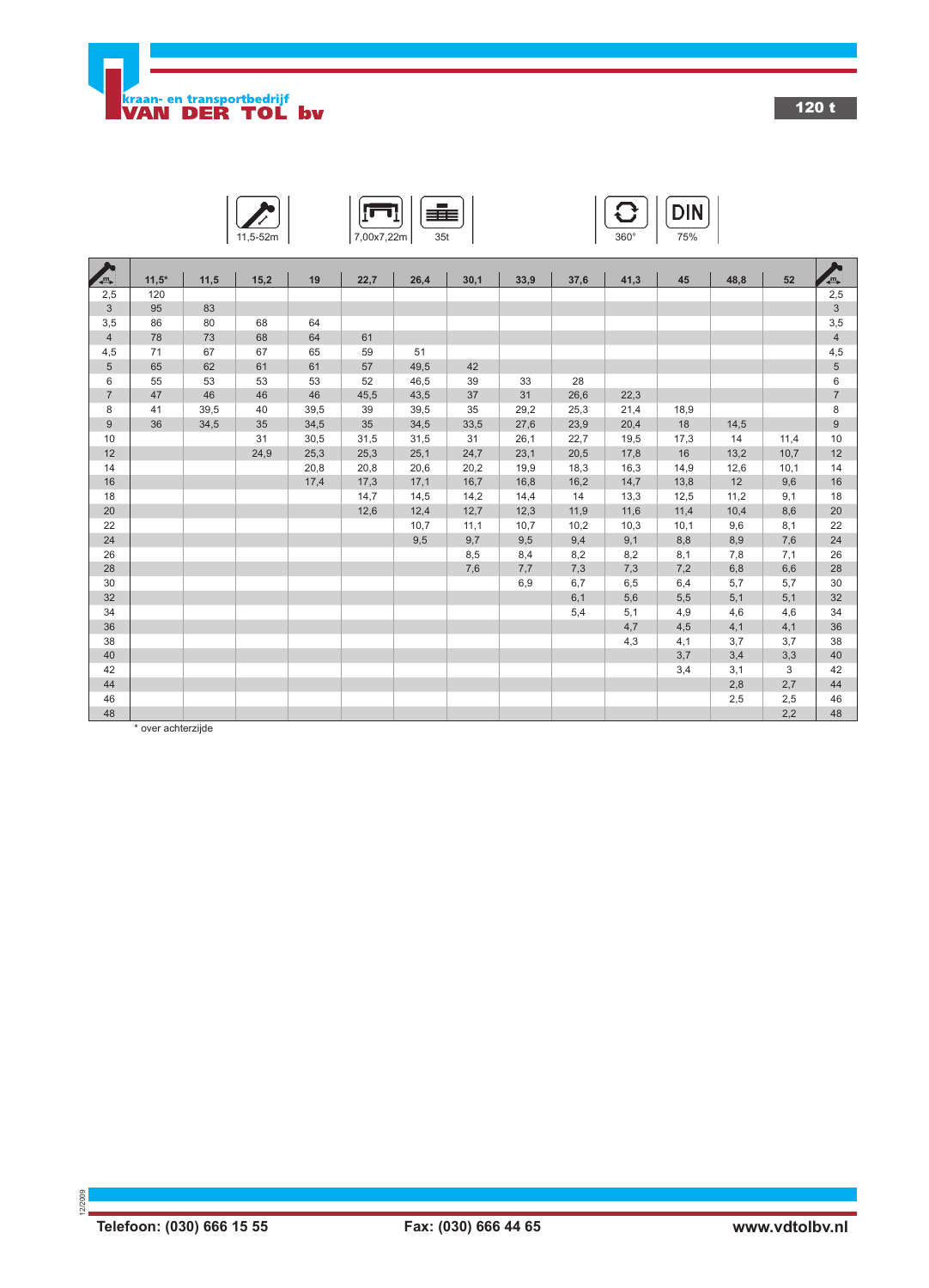**kraan- en transportbedrijf**
**VAN DER TOL bv**

**120 t**

| 11,5-52m | 7,00x7,22m | 35t | 360° | DIN 75% |
|---|---|---|---|---|

| m | 11,5* | 11,5 | 15,2 | 19 | 22,7 | 26,4 | 30,1 | 33,9 | 37,6 | 41,3 | 45 | 48,8 | 52 | m |
|---|---|---|---|---|---|---|---|---|---|---|---|---|---|---|
| 2,5 | 120 | | | | | | | | | | | | | 2,5 |
| 3 | 95 | 83 | | | | | | | | | | | | 3 |
| 3,5 | 86 | 80 | 68 | 64 | | | | | | | | | | 3,5 |
| 4 | 78 | 73 | 68 | 64 | 61 | | | | | | | | | 4 |
| 4,5 | 71 | 67 | 67 | 65 | 59 | 51 | | | | | | | | 4,5 |
| 5 | 65 | 62 | 61 | 61 | 57 | 49,5 | 42 | | | | | | | 5 |
| 6 | 55 | 53 | 53 | 53 | 52 | 46,5 | 39 | 33 | 28 | | | | | 6 |
| 7 | 47 | 46 | 46 | 46 | 45,5 | 43,5 | 37 | 31 | 26,6 | 22,3 | | | | 7 |
| 8 | 41 | 39,5 | 40 | 39,5 | 39 | 39,5 | 35 | 29,2 | 25,3 | 21,4 | 18,9 | | | 8 |
| 9 | 36 | 34,5 | 35 | 34,5 | 35 | 34,5 | 33,5 | 27,6 | 23,9 | 20,4 | 18 | 14,5 | | 9 |
| 10 | | | 31 | 30,5 | 31,5 | 31,5 | 31 | 26,1 | 22,7 | 19,5 | 17,3 | 14 | 11,4 | 10 |
| 12 | | | 24,9 | 25,3 | 25,3 | 25,1 | 24,7 | 23,1 | 20,5 | 17,8 | 16 | 13,2 | 10,7 | 12 |
| 14 | | | | 20,8 | 20,8 | 20,6 | 20,2 | 19,9 | 18,3 | 16,3 | 14,9 | 12,6 | 10,1 | 14 |
| 16 | | | | 17,4 | 17,3 | 17,1 | 16,7 | 16,8 | 16,2 | 14,7 | 13,8 | 12 | 9,6 | 16 |
| 18 | | | | | 14,7 | 14,5 | 14,2 | 14,4 | 14 | 13,3 | 12,5 | 11,2 | 9,1 | 18 |
| 20 | | | | | 12,6 | 12,4 | 12,7 | 12,3 | 11,9 | 11,6 | 11,4 | 10,4 | 8,6 | 20 |
| 22 | | | | | | 10,7 | 11,1 | 10,7 | 10,2 | 10,3 | 10,1 | 9,6 | 8,1 | 22 |
| 24 | | | | | | 9,5 | 9,7 | 9,5 | 9,4 | 9,1 | 8,8 | 8,9 | 7,6 | 24 |
| 26 | | | | | | | 8,5 | 8,4 | 8,2 | 8,2 | 8,1 | 7,8 | 7,1 | 26 |
| 28 | | | | | | | 7,6 | 7,7 | 7,3 | 7,3 | 7,2 | 6,8 | 6,6 | 28 |
| 30 | | | | | | | | 6,9 | 6,7 | 6,5 | 6,4 | 5,7 | 5,7 | 30 |
| 32 | | | | | | | | | 6,1 | 5,6 | 5,5 | 5,1 | 5,1 | 32 |
| 34 | | | | | | | | | 5,4 | 5,1 | 4,9 | 4,6 | 4,6 | 34 |
| 36 | | | | | | | | | | 4,7 | 4,5 | 4,1 | 4,1 | 36 |
| 38 | | | | | | | | | | 4,3 | 4,1 | 3,7 | 3,7 | 38 |
| 40 | | | | | | | | | | | 3,7 | 3,4 | 3,3 | 40 |
| 42 | | | | | | | | | | | 3,4 | 3,1 | 3 | 42 |
| 44 | | | | | | | | | | | | 2,8 | 2,7 | 44 |
| 46 | | | | | | | | | | | | 2,5 | 2,5 | 46 |
| 48 | | | | | | | | | | | | | 2,2 | 48 |

* over achterzijde

12/2009

**Telefoon: (030) 666 15 55** **Fax: (030) 666 44 65** **www.vdtolbv.nl**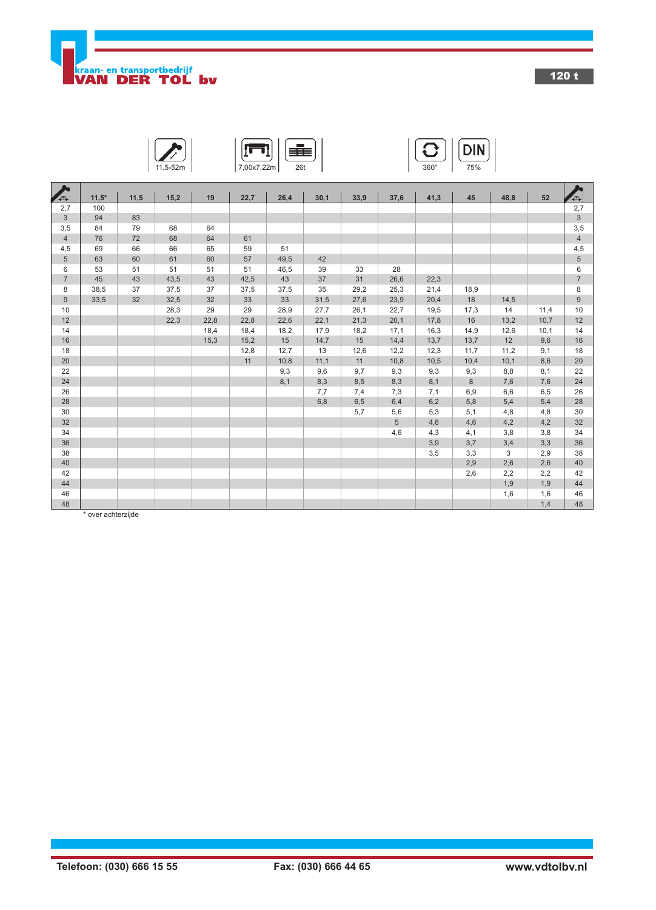**120 t**

| 11,5-52m | 7,00x7,22m | 26t | 360° | DIN 75% |
|---|---|---|---|---|

| m | 11,5* | 11,5 | 15,2 | 19 | 22,7 | 26,4 | 30,1 | 33,9 | 37,6 | 41,3 | 45 | 48,8 | 52 | m |
|---|---|---|---|---|---|---|---|---|---|---|---|---|---|---|
| 2,7 | 100 | | | | | | | | | | | | | 2,7 |
| 3 | 94 | 83 | | | | | | | | | | | | 3 |
| 3,5 | 84 | 79 | 68 | 64 | | | | | | | | | | 3,5 |
| 4 | 76 | 72 | 68 | 64 | 61 | | | | | | | | | 4 |
| 4,5 | 69 | 66 | 66 | 65 | 59 | 51 | | | | | | | | 4,5 |
| 5 | 63 | 60 | 61 | 60 | 57 | 49,5 | 42 | | | | | | | 5 |
| 6 | 53 | 51 | 51 | 51 | 51 | 46,5 | 39 | 33 | 28 | | | | | 6 |
| 7 | 45 | 43 | 43,5 | 43 | 42,5 | 43 | 37 | 31 | 26,6 | 22,3 | | | | 7 |
| 8 | 38,5 | 37 | 37,5 | 37 | 37,5 | 37,5 | 35 | 29,2 | 25,3 | 21,4 | 18,9 | | | 8 |
| 9 | 33,5 | 32 | 32,5 | 32 | 33 | 33 | 31,5 | 27,6 | 23,9 | 20,4 | 18 | 14,5 | | 9 |
| 10 | | | 28,3 | 29 | 29 | 28,9 | 27,7 | 26,1 | 22,7 | 19,5 | 17,3 | 14 | 11,4 | 10 |
| 12 | | | 22,3 | 22,8 | 22,8 | 22,6 | 22,1 | 21,3 | 20,1 | 17,8 | 16 | 13,2 | 10,7 | 12 |
| 14 | | | | 18,4 | 18,4 | 18,2 | 17,9 | 18,2 | 17,1 | 16,3 | 14,9 | 12,6 | 10,1 | 14 |
| 16 | | | | 15,3 | 15,2 | 15 | 14,7 | 15 | 14,4 | 13,7 | 13,7 | 12 | 9,6 | 16 |
| 18 | | | | | 12,8 | 12,7 | 13 | 12,6 | 12,2 | 12,3 | 11,7 | 11,2 | 9,1 | 18 |
| 20 | | | | | 11 | 10,8 | 11,1 | 11 | 10,8 | 10,5 | 10,4 | 10,1 | 8,6 | 20 |
| 22 | | | | | | 9,3 | 9,6 | 9,7 | 9,3 | 9,3 | 9,3 | 8,8 | 8,1 | 22 |
| 24 | | | | | | 8,1 | 8,3 | 8,5 | 8,3 | 8,1 | 8 | 7,6 | 7,6 | 24 |
| 26 | | | | | | | 7,7 | 7,4 | 7,3 | 7,1 | 6,9 | 6,6 | 6,5 | 26 |
| 28 | | | | | | | 6,8 | 6,5 | 6,4 | 6,2 | 5,8 | 5,4 | 5,4 | 28 |
| 30 | | | | | | | | 5,7 | 5,6 | 5,3 | 5,1 | 4,8 | 4,8 | 30 |
| 32 | | | | | | | | | 5 | 4,8 | 4,6 | 4,2 | 4,2 | 32 |
| 34 | | | | | | | | | 4,6 | 4,3 | 4,1 | 3,8 | 3,8 | 34 |
| 36 | | | | | | | | | | 3,9 | 3,7 | 3,4 | 3,3 | 36 |
| 38 | | | | | | | | | | 3,5 | 3,3 | 3 | 2,9 | 38 |
| 40 | | | | | | | | | | | 2,9 | 2,6 | 2,6 | 40 |
| 42 | | | | | | | | | | | 2,6 | 2,2 | 2,2 | 42 |
| 44 | | | | | | | | | | | | 1,9 | 1,9 | 44 |
| 46 | | | | | | | | | | | | 1,6 | 1,6 | 46 |
| 48 | | | | | | | | | | | | | 1,4 | 48 |

* over achterzijde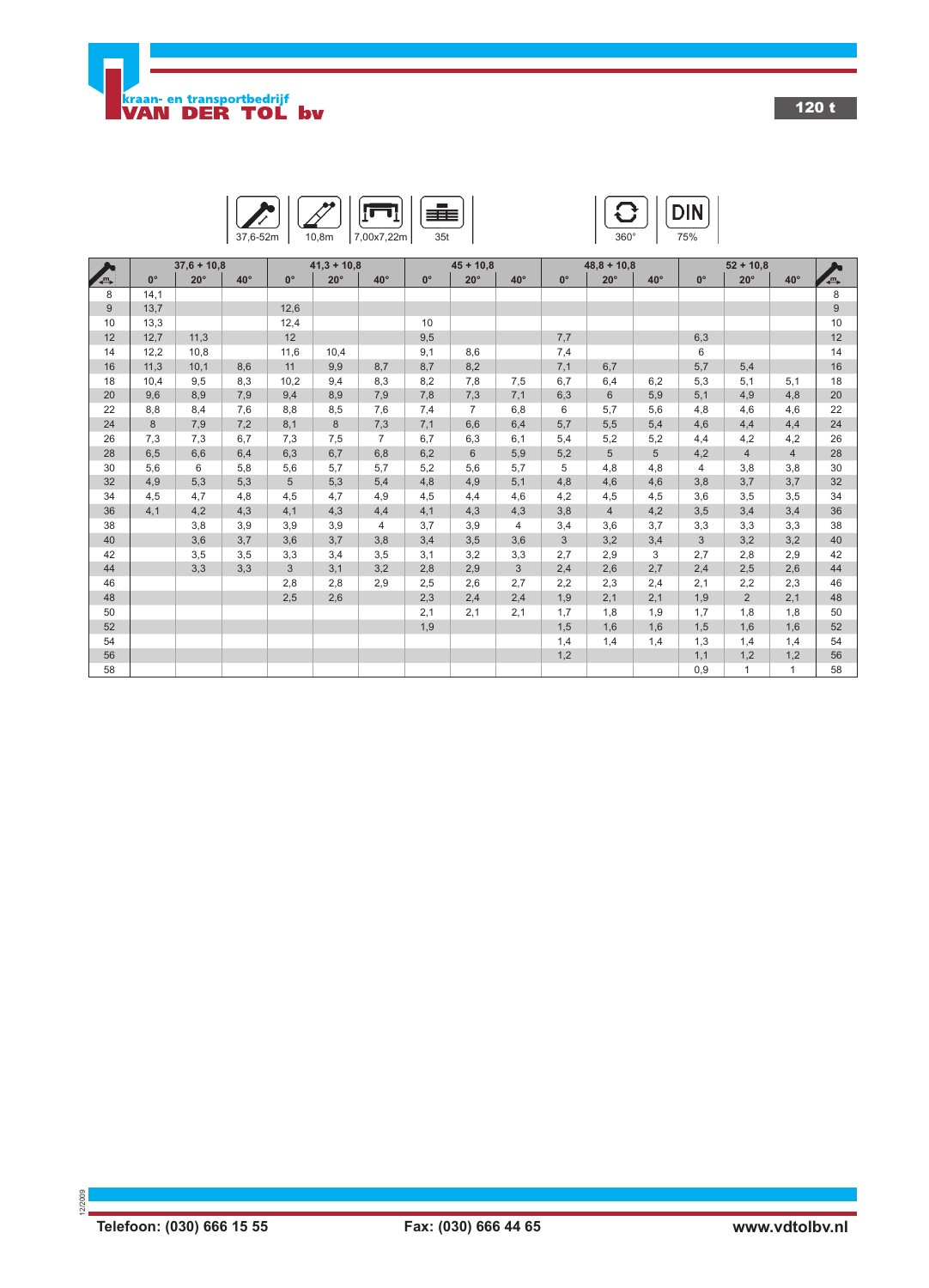kraan- en transportbedrijf
**VAN DER TOL bv**

**120 t**

37,6-52m | 10,8m | 7,00x7,22m | 35t | 360° | DIN 75%

| m | 37,6 + 10,8 | | | 41,3 + 10,8 | | | 45 + 10,8 | | | 48,8 + 10,8 | | | 52 + 10,8 | | | m |
|---|---|---|---|---|---|---|---|---|---|---|---|---|---|---|---|---|
| | 0° | 20° | 40° | 0° | 20° | 40° | 0° | 20° | 40° | 0° | 20° | 40° | 0° | 20° | 40° | |
| 8 | 14,1 | | | | | | | | | | | | | | | 8 |
| 9 | 13,7 | | | 12,6 | | | | | | | | | | | | 9 |
| 10 | 13,3 | | | 12,4 | | | 10 | | | | | | | | | 10 |
| 12 | 12,7 | 11,3 | | 12 | | | 9,5 | | | 7,7 | | | 6,3 | | | 12 |
| 14 | 12,2 | 10,8 | | 11,6 | 10,4 | | 9,1 | 8,6 | | 7,4 | | | 6 | | | 14 |
| 16 | 11,3 | 10,1 | 8,6 | 11 | 9,9 | 8,7 | 8,7 | 8,2 | | 7,1 | 6,7 | | 5,7 | 5,4 | | 16 |
| 18 | 10,4 | 9,5 | 8,3 | 10,2 | 9,4 | 8,3 | 8,2 | 7,8 | 7,5 | 6,7 | 6,4 | 6,2 | 5,3 | 5,1 | 5,1 | 18 |
| 20 | 9,6 | 8,9 | 7,9 | 9,4 | 8,9 | 7,9 | 7,8 | 7,3 | 7,1 | 6,3 | 6 | 5,9 | 5,1 | 4,9 | 4,8 | 20 |
| 22 | 8,8 | 8,4 | 7,6 | 8,8 | 8,5 | 7,6 | 7,4 | 7 | 6,8 | 6 | 5,7 | 5,6 | 4,8 | 4,6 | 4,6 | 22 |
| 24 | 8 | 7,9 | 7,2 | 8,1 | 8 | 7,3 | 7,1 | 6,6 | 6,4 | 5,7 | 5,5 | 5,4 | 4,6 | 4,4 | 4,4 | 24 |
| 26 | 7,3 | 7,3 | 6,7 | 7,3 | 7,5 | 7 | 6,7 | 6,3 | 6,1 | 5,4 | 5,2 | 5,2 | 4,4 | 4,2 | 4,2 | 26 |
| 28 | 6,5 | 6,6 | 6,4 | 6,3 | 6,7 | 6,8 | 6,2 | 6 | 5,9 | 5,2 | 5 | 5 | 4,2 | 4 | 4 | 28 |
| 30 | 5,6 | 6 | 5,8 | 5,6 | 5,7 | 5,7 | 5,2 | 5,6 | 5,7 | 5 | 4,8 | 4,8 | 4 | 3,8 | 3,8 | 30 |
| 32 | 4,9 | 5,3 | 5,3 | 5 | 5,3 | 5,4 | 4,8 | 4,9 | 5,1 | 4,8 | 4,6 | 4,6 | 3,8 | 3,7 | 3,7 | 32 |
| 34 | 4,5 | 4,7 | 4,8 | 4,5 | 4,7 | 4,9 | 4,5 | 4,4 | 4,6 | 4,2 | 4,5 | 4,5 | 3,6 | 3,5 | 3,5 | 34 |
| 36 | 4,1 | 4,2 | 4,3 | 4,1 | 4,3 | 4,4 | 4,1 | 4,3 | 4,3 | 3,8 | 4 | 4,2 | 3,5 | 3,4 | 3,4 | 36 |
| 38 | | 3,8 | 3,9 | 3,9 | 3,9 | 4 | 3,7 | 3,9 | 4 | 3,4 | 3,6 | 3,7 | 3,3 | 3,3 | 3,3 | 38 |
| 40 | | 3,6 | 3,7 | 3,6 | 3,7 | 3,8 | 3,4 | 3,5 | 3,6 | 3 | 3,2 | 3,4 | 3 | 3,2 | 3,2 | 40 |
| 42 | | 3,5 | 3,5 | 3,3 | 3,4 | 3,5 | 3,1 | 3,2 | 3,3 | 2,7 | 2,9 | 3 | 2,7 | 2,8 | 2,9 | 42 |
| 44 | | 3,3 | 3,3 | 3 | 3,1 | 3,2 | 2,8 | 2,9 | 3 | 2,4 | 2,6 | 2,7 | 2,4 | 2,5 | 2,6 | 44 |
| 46 | | | | 2,8 | 2,8 | 2,9 | 2,5 | 2,6 | 2,7 | 2,2 | 2,3 | 2,4 | 2,1 | 2,2 | 2,3 | 46 |
| 48 | | | | 2,5 | 2,6 | | 2,3 | 2,4 | 2,4 | 1,9 | 2,1 | 2,1 | 1,9 | 2 | 2,1 | 48 |
| 50 | | | | | | | 2,1 | 2,1 | 2,1 | 1,7 | 1,8 | 1,9 | 1,7 | 1,8 | 1,8 | 50 |
| 52 | | | | | | | 1,9 | | | 1,5 | 1,6 | 1,6 | 1,5 | 1,6 | 1,6 | 52 |
| 54 | | | | | | | | | | 1,4 | 1,4 | 1,4 | 1,3 | 1,4 | 1,4 | 54 |
| 56 | | | | | | | | | | 1,2 | | | 1,1 | 1,2 | 1,2 | 56 |
| 58 | | | | | | | | | | | | | 0,9 | 1 | 1 | 58 |

12/2009

**Telefoon: (030) 666 15 55** **Fax: (030) 666 44 65** **www.vdtolbv.nl**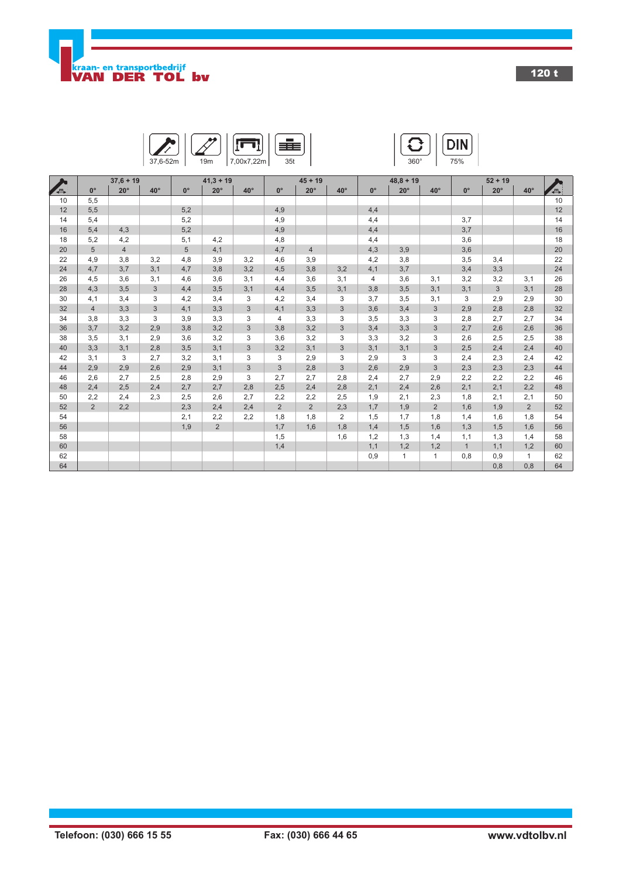kraan- en transportbedrijf
**VAN DER TOL bv**

**120 t**

37,6-52m | 19m | 7,00x7,22m | 35t | 360° | DIN 75%

| | 37,6 + 19 | | | 41,3 + 19 | | | 45 + 19 | | | 48,8 + 19 | | | 52 + 19 | | | |
|---|---|---|---|---|---|---|---|---|---|---|---|---|---|---|---|---|
| | 0° | 20° | 40° | 0° | 20° | 40° | 0° | 20° | 40° | 0° | 20° | 40° | 0° | 20° | 40° | |
| 10 | 5,5 | | | | | | | | | | | | | | | 10 |
| 12 | 5,5 | | | 5,2 | | | 4,9 | | | 4,4 | | | | | | 12 |
| 14 | 5,4 | | | 5,2 | | | 4,9 | | | 4,4 | | | 3,7 | | | 14 |
| 16 | 5,4 | 4,3 | | 5,2 | | | 4,9 | | | 4,4 | | | 3,7 | | | 16 |
| 18 | 5,2 | 4,2 | | 5,1 | 4,2 | | 4,8 | | | 4,4 | | | 3,6 | | | 18 |
| 20 | 5 | 4 | | 5 | 4,1 | | 4,7 | 4 | | 4,3 | 3,9 | | 3,6 | | | 20 |
| 22 | 4,9 | 3,8 | 3,2 | 4,8 | 3,9 | 3,2 | 4,6 | 3,9 | | 4,2 | 3,8 | | 3,5 | 3,4 | | 22 |
| 24 | 4,7 | 3,7 | 3,1 | 4,7 | 3,8 | 3,2 | 4,5 | 3,8 | 3,2 | 4,1 | 3,7 | | 3,4 | 3,3 | | 24 |
| 26 | 4,5 | 3,6 | 3,1 | 4,6 | 3,6 | 3,1 | 4,4 | 3,6 | 3,1 | 4 | 3,6 | 3,1 | 3,2 | 3,2 | 3,1 | 26 |
| 28 | 4,3 | 3,5 | 3 | 4,4 | 3,5 | 3,1 | 4,4 | 3,5 | 3,1 | 3,8 | 3,5 | 3,1 | 3,1 | 3 | 3,1 | 28 |
| 30 | 4,1 | 3,4 | 3 | 4,2 | 3,4 | 3 | 4,2 | 3,4 | 3 | 3,7 | 3,5 | 3,1 | 3 | 2,9 | 2,9 | 30 |
| 32 | 4 | 3,3 | 3 | 4,1 | 3,3 | 3 | 4,1 | 3,3 | 3 | 3,6 | 3,4 | 3 | 2,9 | 2,8 | 2,8 | 32 |
| 34 | 3,8 | 3,3 | 3 | 3,9 | 3,3 | 3 | 4 | 3,3 | 3 | 3,5 | 3,3 | 3 | 2,8 | 2,7 | 2,7 | 34 |
| 36 | 3,7 | 3,2 | 2,9 | 3,8 | 3,2 | 3 | 3,8 | 3,2 | 3 | 3,4 | 3,3 | 3 | 2,7 | 2,6 | 2,6 | 36 |
| 38 | 3,5 | 3,1 | 2,9 | 3,6 | 3,2 | 3 | 3,6 | 3,2 | 3 | 3,3 | 3,2 | 3 | 2,6 | 2,5 | 2,5 | 38 |
| 40 | 3,3 | 3,1 | 2,8 | 3,5 | 3,1 | 3 | 3,2 | 3,1 | 3 | 3,1 | 3,1 | 3 | 2,5 | 2,4 | 2,4 | 40 |
| 42 | 3,1 | 3 | 2,7 | 3,2 | 3,1 | 3 | 3 | 2,9 | 3 | 2,9 | 3 | 3 | 2,4 | 2,3 | 2,4 | 42 |
| 44 | 2,9 | 2,9 | 2,6 | 2,9 | 3,1 | 3 | 3 | 2,8 | 3 | 2,6 | 2,9 | 3 | 2,3 | 2,3 | 2,3 | 44 |
| 46 | 2,6 | 2,7 | 2,5 | 2,8 | 2,9 | 3 | 2,7 | 2,7 | 2,8 | 2,4 | 2,7 | 2,9 | 2,2 | 2,2 | 2,2 | 46 |
| 48 | 2,4 | 2,5 | 2,4 | 2,7 | 2,7 | 2,8 | 2,5 | 2,4 | 2,8 | 2,1 | 2,4 | 2,6 | 2,1 | 2,1 | 2,2 | 48 |
| 50 | 2,2 | 2,4 | 2,3 | 2,5 | 2,6 | 2,7 | 2,2 | 2,2 | 2,5 | 1,9 | 2,1 | 2,3 | 1,8 | 2,1 | 2,1 | 50 |
| 52 | 2 | 2,2 | | 2,3 | 2,4 | 2,4 | 2 | 2 | 2,3 | 1,7 | 1,9 | 2 | 1,6 | 1,9 | 2 | 52 |
| 54 | | | | 2,1 | 2,2 | 2,2 | 1,8 | 1,8 | 2 | 1,5 | 1,7 | 1,8 | 1,4 | 1,6 | 1,8 | 54 |
| 56 | | | | 1,9 | 2 | | 1,7 | 1,6 | 1,8 | 1,4 | 1,5 | 1,6 | 1,3 | 1,5 | 1,6 | 56 |
| 58 | | | | | | | 1,5 | | 1,6 | 1,2 | 1,3 | 1,4 | 1,1 | 1,3 | 1,4 | 58 |
| 60 | | | | | | | 1,4 | | | 1,1 | 1,2 | 1,2 | 1 | 1,1 | 1,2 | 60 |
| 62 | | | | | | | | | | 0,9 | 1 | 1 | 0,8 | 0,9 | 1 | 62 |
| 64 | | | | | | | | | | | | | | 0,8 | 0,8 | 64 |

**Telefoon: (030) 666 15 55** | **Fax: (030) 666 44 65** | **www.vdtolbv.nl**